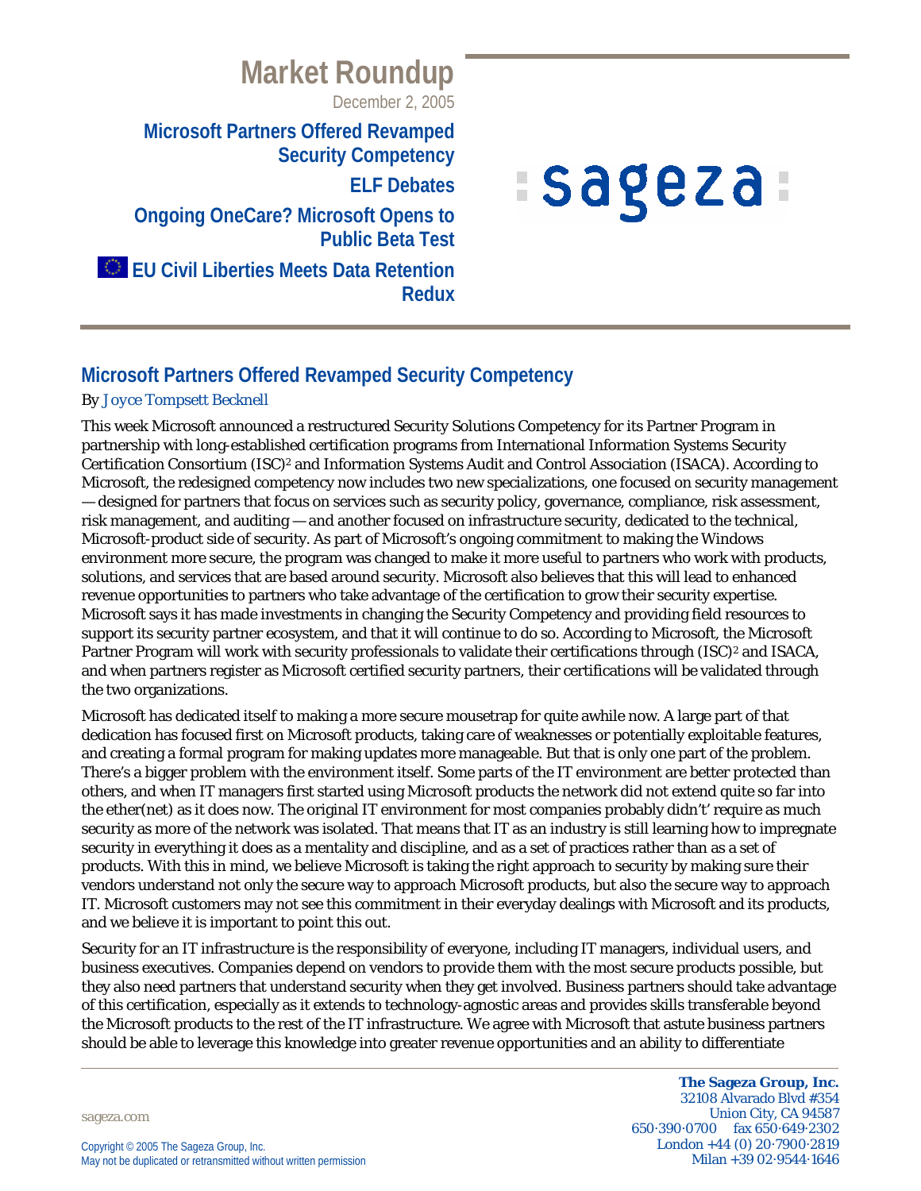# Market Roundup

December 2, 2005

**Microsoft Partners Offered Revamped Security Competency**

**ELF Debates**

**Ongoing OneCare? Microsoft Opens to Public Beta Test**

**EU Civil Liberties Meets Data Retention Redux**

sageza

## Microsoft Partners Offered Revamped Security Competency

By Joyce Tompsett Becknell

This week Microsoft announced a restructured Security Solutions Competency for its Partner Program in partnership with long-established certification programs from International Information Systems Security Certification Consortium (ISC)² and Information Systems Audit and Control Association (ISACA). According to Microsoft, the redesigned competency now includes two new specializations, one focused on security management — designed for partners that focus on services such as security policy, governance, compliance, risk assessment, risk management, and auditing — and another focused on infrastructure security, dedicated to the technical, Microsoft-product side of security. As part of Microsoft's ongoing commitment to making the Windows environment more secure, the program was changed to make it more useful to partners who work with products, solutions, and services that are based around security. Microsoft also believes that this will lead to enhanced revenue opportunities to partners who take advantage of the certification to grow their security expertise. Microsoft says it has made investments in changing the Security Competency and providing field resources to support its security partner ecosystem, and that it will continue to do so. According to Microsoft, the Microsoft Partner Program will work with security professionals to validate their certifications through (ISC)² and ISACA, and when partners register as Microsoft certified security partners, their certifications will be validated through the two organizations.

Microsoft has dedicated itself to making a more secure mousetrap for quite awhile now. A large part of that dedication has focused first on Microsoft products, taking care of weaknesses or potentially exploitable features, and creating a formal program for making updates more manageable. But that is only one part of the problem. There's a bigger problem with the environment itself. Some parts of the IT environment are better protected than others, and when IT managers first started using Microsoft products the network did not extend quite so far into the ether(net) as it does now. The original IT environment for most companies probably didn't' require as much security as more of the network was isolated. That means that IT as an industry is still learning how to impregnate security in everything it does as a mentality and discipline, and as a set of practices rather than as a set of products. With this in mind, we believe Microsoft is taking the right approach to security by making sure their vendors understand not only the secure way to approach Microsoft products, but also the secure way to approach IT. Microsoft customers may not see this commitment in their everyday dealings with Microsoft and its products, and we believe it is important to point this out.

Security for an IT infrastructure is the responsibility of everyone, including IT managers, individual users, and business executives. Companies depend on vendors to provide them with the most secure products possible, but they also need partners that understand security when they get involved. Business partners should take advantage of this certification, especially as it extends to technology-agnostic areas and provides skills transferable beyond the Microsoft products to the rest of the IT infrastructure. We agree with Microsoft that astute business partners should be able to leverage this knowledge into greater revenue opportunities and an ability to differentiate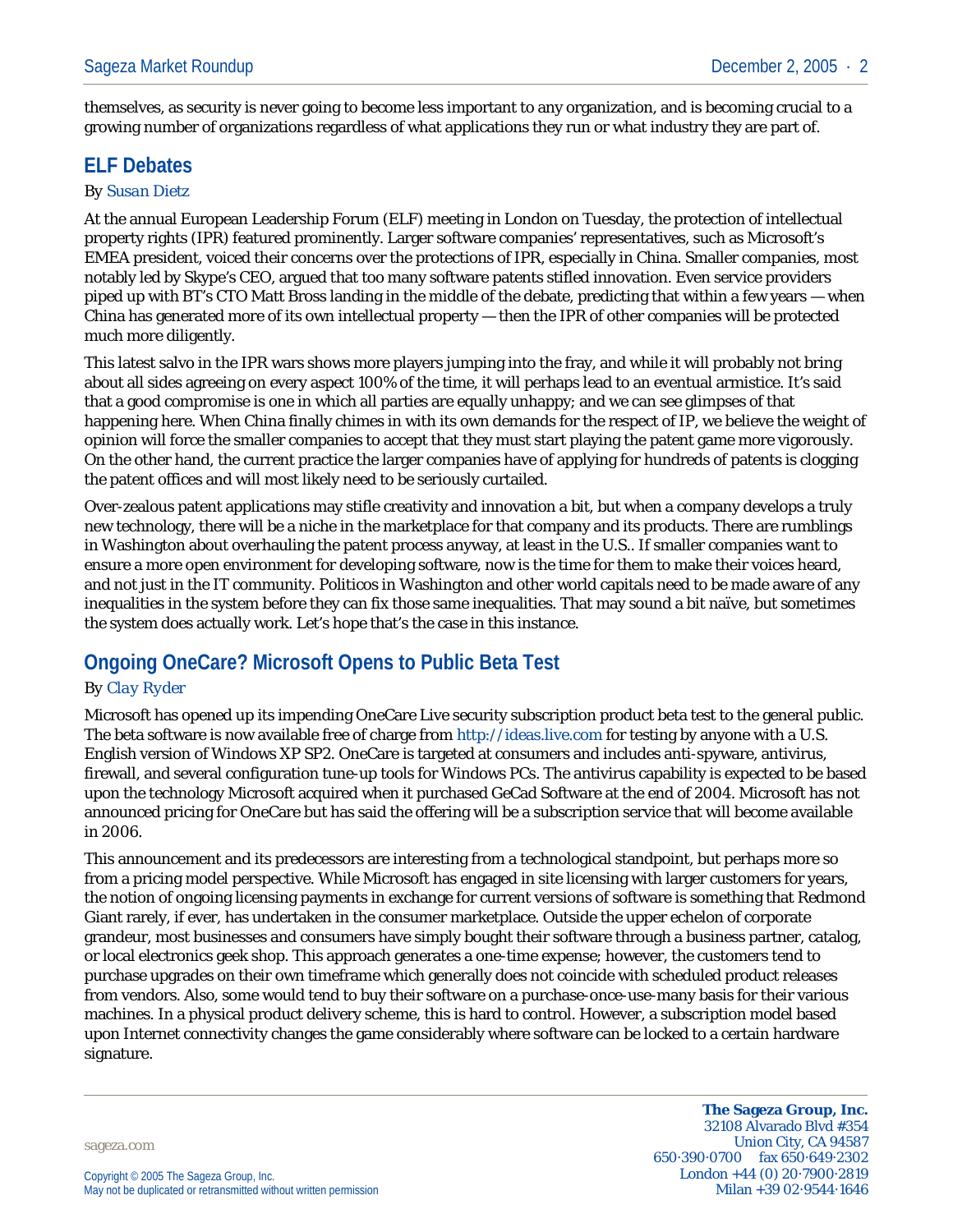themselves, as security is never going to become less important to any organization, and is becoming crucial to a growing number of organizations regardless of what applications they run or what industry they are part of.

## ELF Debates

By Susan Dietz

At the annual European Leadership Forum (ELF) meeting in London on Tuesday, the protection of intellectual property rights (IPR) featured prominently. Larger software companies' representatives, such as Microsoft's EMEA president, voiced their concerns over the protections of IPR, especially in China. Smaller companies, most notably led by Skype's CEO, argued that too many software patents stifled innovation. Even service providers piped up with BT's CTO Matt Bross landing in the middle of the debate, predicting that within a few years — when China has generated more of its own intellectual property — then the IPR of other companies will be protected much more diligently.

This latest salvo in the IPR wars shows more players jumping into the fray, and while it will probably not bring about all sides agreeing on every aspect 100% of the time, it will perhaps lead to an eventual armistice. It's said that a good compromise is one in which all parties are equally unhappy; and we can see glimpses of that happening here. When China finally chimes in with its own demands for the respect of IP, we believe the weight of opinion will force the smaller companies to accept that they must start playing the patent game more vigorously. On the other hand, the current practice the larger companies have of applying for hundreds of patents is clogging the patent offices and will most likely need to be seriously curtailed.

Over-zealous patent applications may stifle creativity and innovation a bit, but when a company develops a truly new technology, there will be a niche in the marketplace for that company and its products. There are rumblings in Washington about overhauling the patent process anyway, at least in the U.S.. If smaller companies want to ensure a more open environment for developing software, now is the time for them to make their voices heard, and not just in the IT community. Politicos in Washington and other world capitals need to be made aware of any inequalities in the system before they can fix those same inequalities. That may sound a bit naïve, but sometimes the system does actually work. Let's hope that's the case in this instance.

## Ongoing OneCare? Microsoft Opens to Public Beta Test

By Clay Ryder

Microsoft has opened up its impending OneCare Live security subscription product beta test to the general public. The beta software is now available free of charge from http://ideas.live.com for testing by anyone with a U.S. English version of Windows XP SP2. OneCare is targeted at consumers and includes anti-spyware, antivirus, firewall, and several configuration tune-up tools for Windows PCs. The antivirus capability is expected to be based upon the technology Microsoft acquired when it purchased GeCad Software at the end of 2004. Microsoft has not announced pricing for OneCare but has said the offering will be a subscription service that will become available in 2006.

This announcement and its predecessors are interesting from a technological standpoint, but perhaps more so from a pricing model perspective. While Microsoft has engaged in site licensing with larger customers for years, the notion of ongoing licensing payments in exchange for current versions of software is something that Redmond Giant rarely, if ever, has undertaken in the consumer marketplace. Outside the upper echelon of corporate grandeur, most businesses and consumers have simply bought their software through a business partner, catalog, or local electronics geek shop. This approach generates a one-time expense; however, the customers tend to purchase upgrades on their own timeframe which generally does not coincide with scheduled product releases from vendors. Also, some would tend to buy their software on a purchase-once-use-many basis for their various machines. In a physical product delivery scheme, this is hard to control. However, a subscription model based upon Internet connectivity changes the game considerably where software can be locked to a certain hardware signature.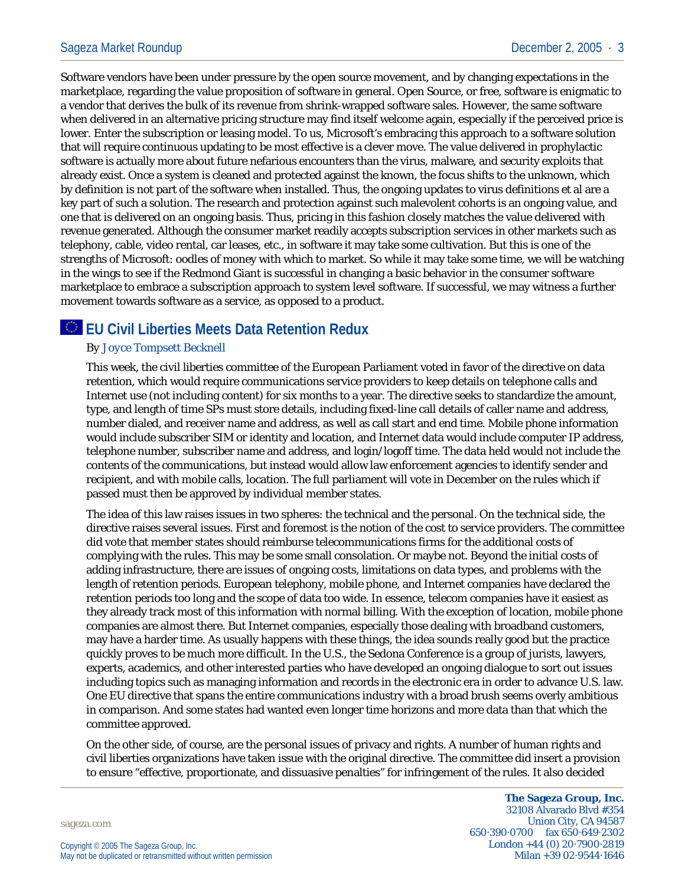Software vendors have been under pressure by the open source movement, and by changing expectations in the marketplace, regarding the value proposition of software in general. Open Source, or free, software is enigmatic to a vendor that derives the bulk of its revenue from shrink-wrapped software sales. However, the same software when delivered in an alternative pricing structure may find itself welcome again, especially if the perceived price is lower. Enter the subscription or leasing model. To us, Microsoft's embracing this approach to a software solution that will require continuous updating to be most effective is a clever move. The value delivered in prophylactic software is actually more about future nefarious encounters than the virus, malware, and security exploits that already exist. Once a system is cleaned and protected against the known, the focus shifts to the unknown, which by definition is not part of the software when installed. Thus, the ongoing updates to virus definitions et al are a key part of such a solution. The research and protection against such malevolent cohorts is an ongoing value, and one that is delivered on an ongoing basis. Thus, pricing in this fashion closely matches the value delivered with revenue generated. Although the consumer market readily accepts subscription services in other markets such as telephony, cable, video rental, car leases, etc., in software it may take some cultivation. But this is one of the strengths of Microsoft: oodles of money with which to market. So while it may take some time, we will be watching in the wings to see if the Redmond Giant is successful in changing a basic behavior in the consumer software marketplace to embrace a subscription approach to system level software. If successful, we may witness a further movement towards software as a service, as opposed to a product.

## EU Civil Liberties Meets Data Retention Redux

By Joyce Tompsett Becknell

This week, the civil liberties committee of the European Parliament voted in favor of the directive on data retention, which would require communications service providers to keep details on telephone calls and Internet use (not including content) for six months to a year. The directive seeks to standardize the amount, type, and length of time SPs must store details, including fixed-line call details of caller name and address, number dialed, and receiver name and address, as well as call start and end time. Mobile phone information would include subscriber SIM or identity and location, and Internet data would include computer IP address, telephone number, subscriber name and address, and login/logoff time. The data held would not include the contents of the communications, but instead would allow law enforcement agencies to identify sender and recipient, and with mobile calls, location. The full parliament will vote in December on the rules which if passed must then be approved by individual member states.

The idea of this law raises issues in two spheres: the technical and the personal. On the technical side, the directive raises several issues. First and foremost is the notion of the cost to service providers. The committee did vote that member states should reimburse telecommunications firms for the additional costs of complying with the rules. This may be some small consolation. Or maybe not. Beyond the initial costs of adding infrastructure, there are issues of ongoing costs, limitations on data types, and problems with the length of retention periods. European telephony, mobile phone, and Internet companies have declared the retention periods too long and the scope of data too wide. In essence, telecom companies have it easiest as they already track most of this information with normal billing. With the exception of location, mobile phone companies are almost there. But Internet companies, especially those dealing with broadband customers, may have a harder time. As usually happens with these things, the idea sounds really good but the practice quickly proves to be much more difficult. In the U.S., the Sedona Conference is a group of jurists, lawyers, experts, academics, and other interested parties who have developed an ongoing dialogue to sort out issues including topics such as managing information and records in the electronic era in order to advance U.S. law. One EU directive that spans the entire communications industry with a broad brush seems overly ambitious in comparison. And some states had wanted even longer time horizons and more data than that which the committee approved.

On the other side, of course, are the personal issues of privacy and rights. A number of human rights and civil liberties organizations have taken issue with the original directive. The committee did insert a provision to ensure "effective, proportionate, and dissuasive penalties" for infringement of the rules. It also decided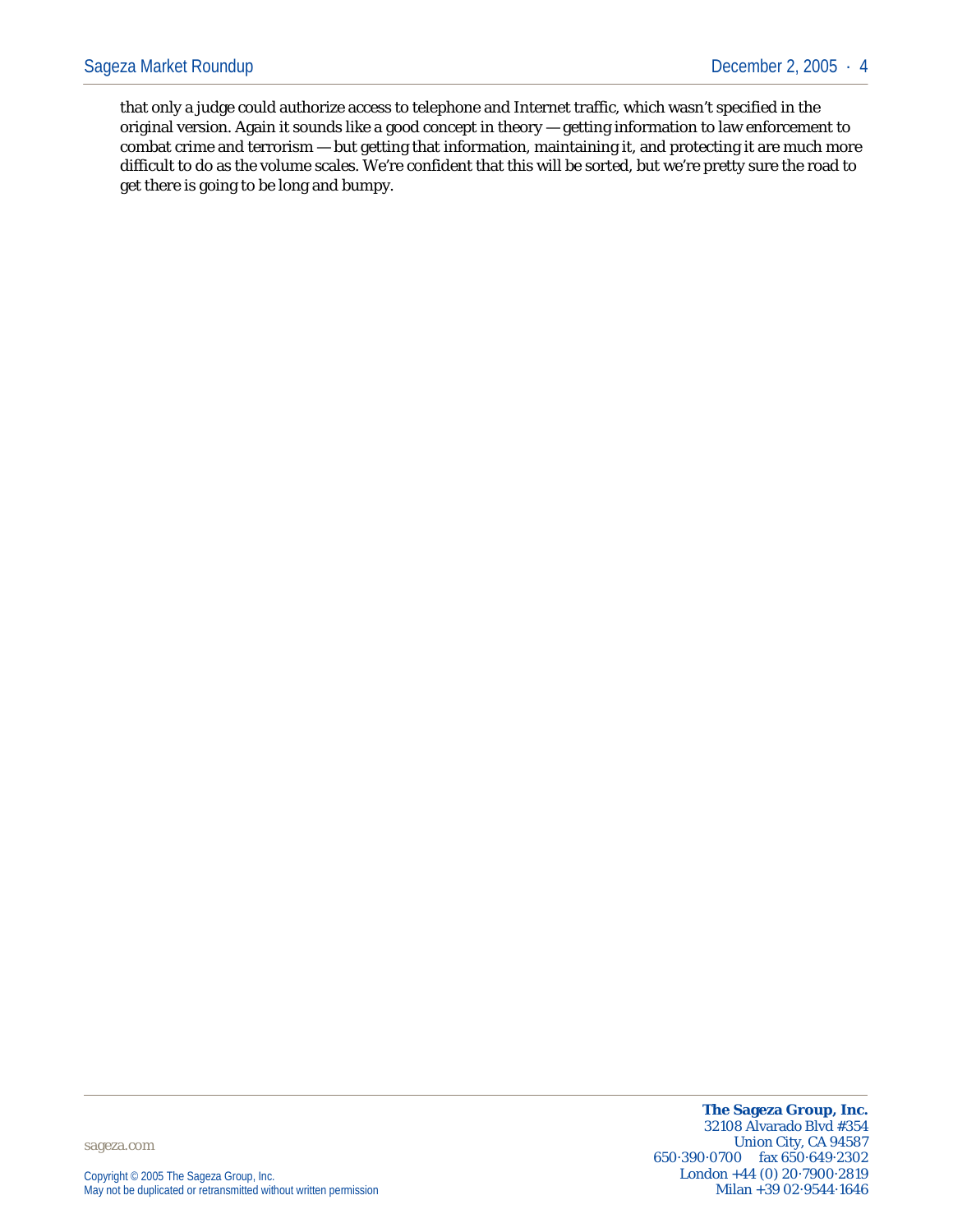that only a judge could authorize access to telephone and Internet traffic, which wasn't specified in the original version. Again it sounds like a good concept in theory — getting information to law enforcement to combat crime and terrorism — but getting that information, maintaining it, and protecting it are much more difficult to do as the volume scales. We're confident that this will be sorted, but we're pretty sure the road to get there is going to be long and bumpy.